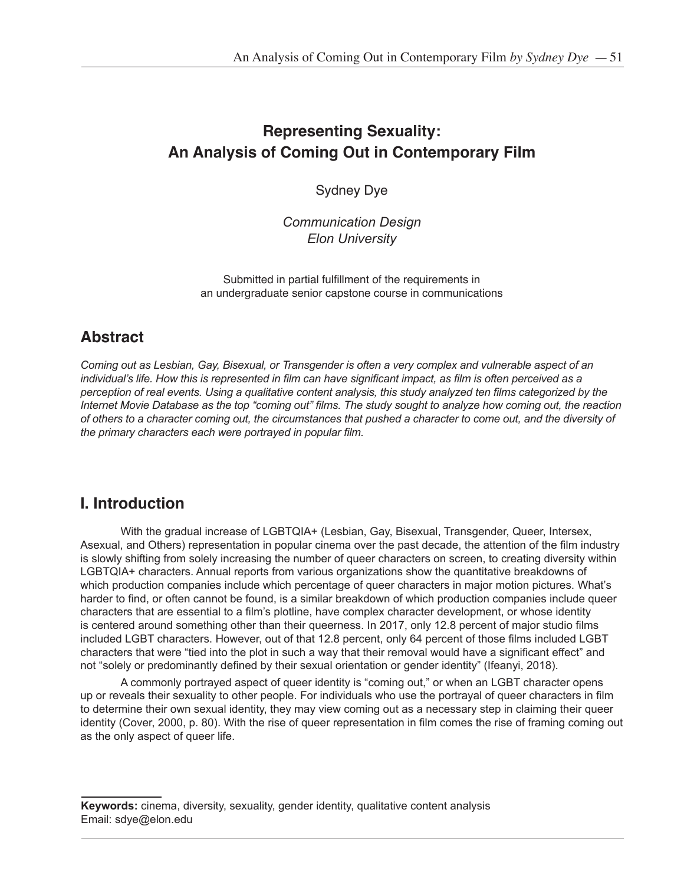# Representing Sexuality: An Analysis of Coming Out in Contemporary Film

Sydney Dye

*Communication Design*
*Elon University*

Submitted in partial fulfillment of the requirements in an undergraduate senior capstone course in communications

## Abstract

*Coming out as Lesbian, Gay, Bisexual, or Transgender is often a very complex and vulnerable aspect of an individual's life. How this is represented in film can have significant impact, as film is often perceived as a perception of real events. Using a qualitative content analysis, this study analyzed ten films categorized by the Internet Movie Database as the top "coming out" films. The study sought to analyze how coming out, the reaction of others to a character coming out, the circumstances that pushed a character to come out, and the diversity of the primary characters each were portrayed in popular film.*

## I. Introduction

With the gradual increase of LGBTQIA+ (Lesbian, Gay, Bisexual, Transgender, Queer, Intersex, Asexual, and Others) representation in popular cinema over the past decade, the attention of the film industry is slowly shifting from solely increasing the number of queer characters on screen, to creating diversity within LGBTQIA+ characters. Annual reports from various organizations show the quantitative breakdowns of which production companies include which percentage of queer characters in major motion pictures. What's harder to find, or often cannot be found, is a similar breakdown of which production companies include queer characters that are essential to a film's plotline, have complex character development, or whose identity is centered around something other than their queerness. In 2017, only 12.8 percent of major studio films included LGBT characters. However, out of that 12.8 percent, only 64 percent of those films included LGBT characters that were "tied into the plot in such a way that their removal would have a significant effect" and not "solely or predominantly defined by their sexual orientation or gender identity" (Ifeanyi, 2018).

A commonly portrayed aspect of queer identity is "coming out," or when an LGBT character opens up or reveals their sexuality to other people. For individuals who use the portrayal of queer characters in film to determine their own sexual identity, they may view coming out as a necessary step in claiming their queer identity (Cover, 2000, p. 80). With the rise of queer representation in film comes the rise of framing coming out as the only aspect of queer life.

---

**Keywords:** cinema, diversity, sexuality, gender identity, qualitative content analysis
Email: sdye@elon.edu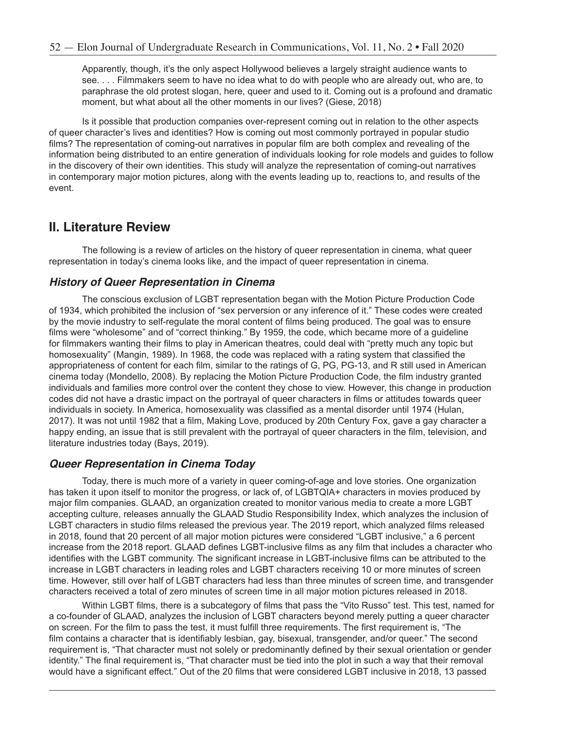> Apparently, though, it's the only aspect Hollywood believes a largely straight audience wants to see. . . . Filmmakers seem to have no idea what to do with people who are already out, who are, to paraphrase the old protest slogan, here, queer and used to it. Coming out is a profound and dramatic moment, but what about all the other moments in our lives? (Giese, 2018)

Is it possible that production companies over-represent coming out in relation to the other aspects of queer character's lives and identities? How is coming out most commonly portrayed in popular studio films? The representation of coming-out narratives in popular film are both complex and revealing of the information being distributed to an entire generation of individuals looking for role models and guides to follow in the discovery of their own identities. This study will analyze the representation of coming-out narratives in contemporary major motion pictures, along with the events leading up to, reactions to, and results of the event.

## II. Literature Review

The following is a review of articles on the history of queer representation in cinema, what queer representation in today's cinema looks like, and the impact of queer representation in cinema.

### *History of Queer Representation in Cinema*

The conscious exclusion of LGBT representation began with the Motion Picture Production Code of 1934, which prohibited the inclusion of "sex perversion or any inference of it." These codes were created by the movie industry to self-regulate the moral content of films being produced. The goal was to ensure films were "wholesome" and of "correct thinking." By 1959, the code, which became more of a guideline for filmmakers wanting their films to play in American theatres, could deal with "pretty much any topic but homosexuality" (Mangin, 1989). In 1968, the code was replaced with a rating system that classified the appropriateness of content for each film, similar to the ratings of G, PG, PG-13, and R still used in American cinema today (Mondello, 2008). By replacing the Motion Picture Production Code, the film industry granted individuals and families more control over the content they chose to view. However, this change in production codes did not have a drastic impact on the portrayal of queer characters in films or attitudes towards queer individuals in society. In America, homosexuality was classified as a mental disorder until 1974 (Hulan, 2017). It was not until 1982 that a film, Making Love, produced by 20th Century Fox, gave a gay character a happy ending, an issue that is still prevalent with the portrayal of queer characters in the film, television, and literature industries today (Bays, 2019).

### *Queer Representation in Cinema Today*

Today, there is much more of a variety in queer coming-of-age and love stories. One organization has taken it upon itself to monitor the progress, or lack of, of LGBTQIA+ characters in movies produced by major film companies. GLAAD, an organization created to monitor various media to create a more LGBT accepting culture, releases annually the GLAAD Studio Responsibility Index, which analyzes the inclusion of LGBT characters in studio films released the previous year. The 2019 report, which analyzed films released in 2018, found that 20 percent of all major motion pictures were considered "LGBT inclusive," a 6 percent increase from the 2018 report. GLAAD defines LGBT-inclusive films as any film that includes a character who identifies with the LGBT community. The significant increase in LGBT-inclusive films can be attributed to the increase in LGBT characters in leading roles and LGBT characters receiving 10 or more minutes of screen time. However, still over half of LGBT characters had less than three minutes of screen time, and transgender characters received a total of zero minutes of screen time in all major motion pictures released in 2018.

Within LGBT films, there is a subcategory of films that pass the "Vito Russo" test. This test, named for a co-founder of GLAAD, analyzes the inclusion of LGBT characters beyond merely putting a queer character on screen. For the film to pass the test, it must fulfill three requirements. The first requirement is, "The film contains a character that is identifiably lesbian, gay, bisexual, transgender, and/or queer." The second requirement is, "That character must not solely or predominantly defined by their sexual orientation or gender identity." The final requirement is, "That character must be tied into the plot in such a way that their removal would have a significant effect." Out of the 20 films that were considered LGBT inclusive in 2018, 13 passed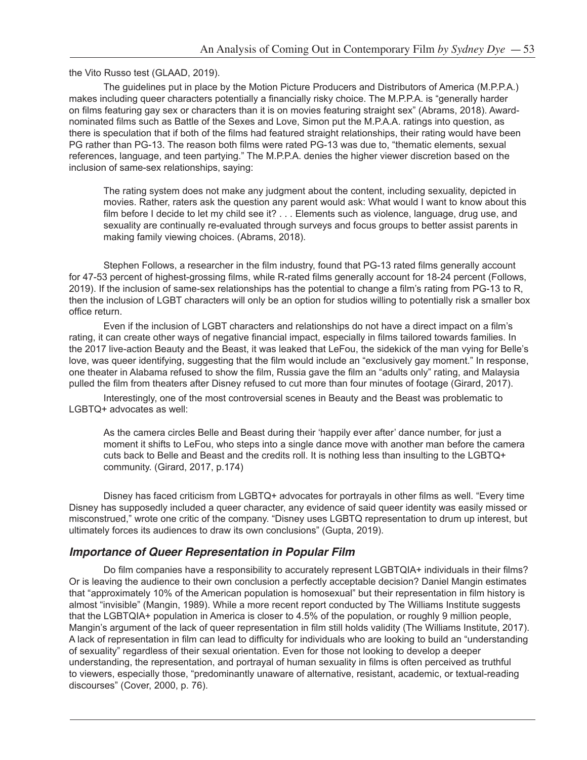the Vito Russo test (GLAAD, 2019).

The guidelines put in place by the Motion Picture Producers and Distributors of America (M.P.P.A.) makes including queer characters potentially a financially risky choice. The M.P.P.A. is "generally harder on films featuring gay sex or characters than it is on movies featuring straight sex" (Abrams, 2018). Award-nominated films such as Battle of the Sexes and Love, Simon put the M.P.A.A. ratings into question, as there is speculation that if both of the films had featured straight relationships, their rating would have been PG rather than PG-13. The reason both films were rated PG-13 was due to, "thematic elements, sexual references, language, and teen partying." The M.P.P.A. denies the higher viewer discretion based on the inclusion of same-sex relationships, saying:

> The rating system does not make any judgment about the content, including sexuality, depicted in movies. Rather, raters ask the question any parent would ask: What would I want to know about this film before I decide to let my child see it? . . . Elements such as violence, language, drug use, and sexuality are continually re-evaluated through surveys and focus groups to better assist parents in making family viewing choices. (Abrams, 2018).

Stephen Follows, a researcher in the film industry, found that PG-13 rated films generally account for 47-53 percent of highest-grossing films, while R-rated films generally account for 18-24 percent (Follows, 2019). If the inclusion of same-sex relationships has the potential to change a film's rating from PG-13 to R, then the inclusion of LGBT characters will only be an option for studios willing to potentially risk a smaller box office return.

Even if the inclusion of LGBT characters and relationships do not have a direct impact on a film's rating, it can create other ways of negative financial impact, especially in films tailored towards families. In the 2017 live-action Beauty and the Beast, it was leaked that LeFou, the sidekick of the man vying for Belle's love, was queer identifying, suggesting that the film would include an "exclusively gay moment." In response, one theater in Alabama refused to show the film, Russia gave the film an "adults only" rating, and Malaysia pulled the film from theaters after Disney refused to cut more than four minutes of footage (Girard, 2017).

Interestingly, one of the most controversial scenes in Beauty and the Beast was problematic to LGBTQ+ advocates as well:

> As the camera circles Belle and Beast during their 'happily ever after' dance number, for just a moment it shifts to LeFou, who steps into a single dance move with another man before the camera cuts back to Belle and Beast and the credits roll. It is nothing less than insulting to the LGBTQ+ community. (Girard, 2017, p.174)

Disney has faced criticism from LGBTQ+ advocates for portrayals in other films as well. "Every time Disney has supposedly included a queer character, any evidence of said queer identity was easily missed or misconstrued," wrote one critic of the company. "Disney uses LGBTQ representation to drum up interest, but ultimately forces its audiences to draw its own conclusions" (Gupta, 2019).

## *Importance of Queer Representation in Popular Film*

Do film companies have a responsibility to accurately represent LGBTQIA+ individuals in their films? Or is leaving the audience to their own conclusion a perfectly acceptable decision? Daniel Mangin estimates that "approximately 10% of the American population is homosexual" but their representation in film history is almost "invisible" (Mangin, 1989). While a more recent report conducted by The Williams Institute suggests that the LGBTQIA+ population in America is closer to 4.5% of the population, or roughly 9 million people, Mangin's argument of the lack of queer representation in film still holds validity (The Williams Institute, 2017). A lack of representation in film can lead to difficulty for individuals who are looking to build an "understanding of sexuality" regardless of their sexual orientation. Even for those not looking to develop a deeper understanding, the representation, and portrayal of human sexuality in films is often perceived as truthful to viewers, especially those, "predominantly unaware of alternative, resistant, academic, or textual-reading discourses" (Cover, 2000, p. 76).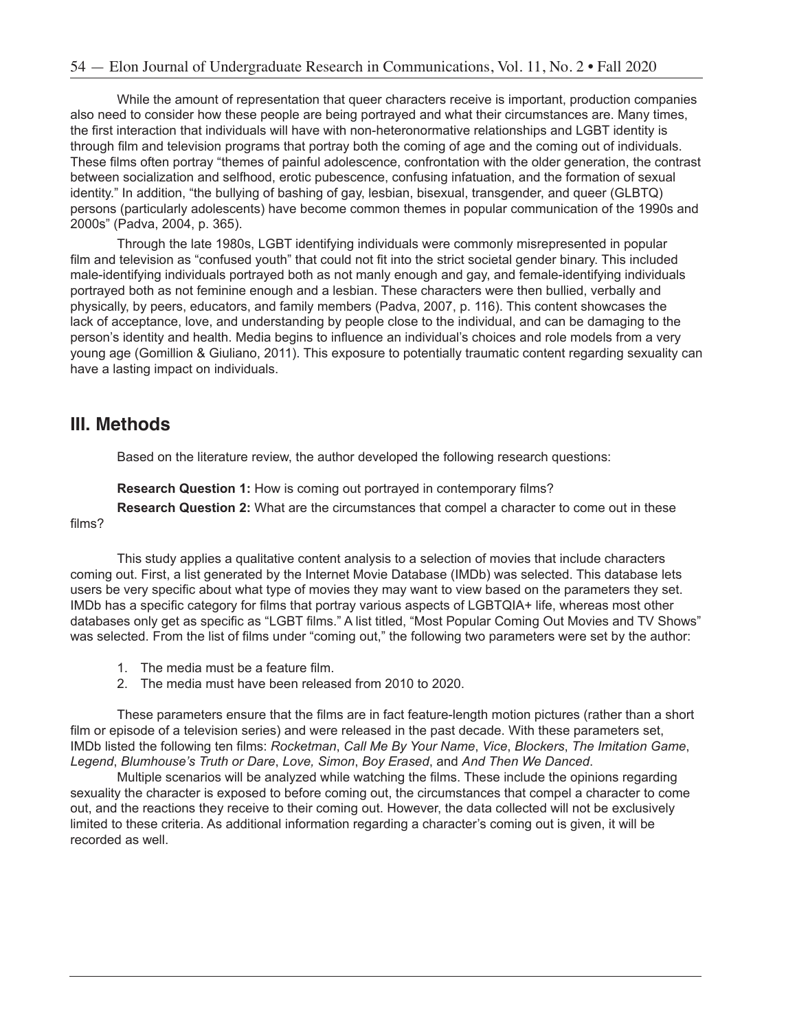While the amount of representation that queer characters receive is important, production companies also need to consider how these people are being portrayed and what their circumstances are. Many times, the first interaction that individuals will have with non-heteronormative relationships and LGBT identity is through film and television programs that portray both the coming of age and the coming out of individuals. These films often portray "themes of painful adolescence, confrontation with the older generation, the contrast between socialization and selfhood, erotic pubescence, confusing infatuation, and the formation of sexual identity." In addition, "the bullying of bashing of gay, lesbian, bisexual, transgender, and queer (GLBTQ) persons (particularly adolescents) have become common themes in popular communication of the 1990s and 2000s" (Padva, 2004, p. 365).

Through the late 1980s, LGBT identifying individuals were commonly misrepresented in popular film and television as "confused youth" that could not fit into the strict societal gender binary. This included male-identifying individuals portrayed both as not manly enough and gay, and female-identifying individuals portrayed both as not feminine enough and a lesbian. These characters were then bullied, verbally and physically, by peers, educators, and family members (Padva, 2007, p. 116). This content showcases the lack of acceptance, love, and understanding by people close to the individual, and can be damaging to the person's identity and health. Media begins to influence an individual's choices and role models from a very young age (Gomillion & Giuliano, 2011). This exposure to potentially traumatic content regarding sexuality can have a lasting impact on individuals.

## III. Methods

Based on the literature review, the author developed the following research questions:

**Research Question 1:** How is coming out portrayed in contemporary films?

**Research Question 2:** What are the circumstances that compel a character to come out in these films?

This study applies a qualitative content analysis to a selection of movies that include characters coming out. First, a list generated by the Internet Movie Database (IMDb) was selected. This database lets users be very specific about what type of movies they may want to view based on the parameters they set. IMDb has a specific category for films that portray various aspects of LGBTQIA+ life, whereas most other databases only get as specific as "LGBT films." A list titled, "Most Popular Coming Out Movies and TV Shows" was selected. From the list of films under "coming out," the following two parameters were set by the author:

1. The media must be a feature film.
2. The media must have been released from 2010 to 2020.

These parameters ensure that the films are in fact feature-length motion pictures (rather than a short film or episode of a television series) and were released in the past decade. With these parameters set, IMDb listed the following ten films: *Rocketman*, *Call Me By Your Name*, *Vice*, *Blockers*, *The Imitation Game*, *Legend*, *Blumhouse's Truth or Dare*, *Love, Simon*, *Boy Erased*, and *And Then We Danced*.

Multiple scenarios will be analyzed while watching the films. These include the opinions regarding sexuality the character is exposed to before coming out, the circumstances that compel a character to come out, and the reactions they receive to their coming out. However, the data collected will not be exclusively limited to these criteria. As additional information regarding a character's coming out is given, it will be recorded as well.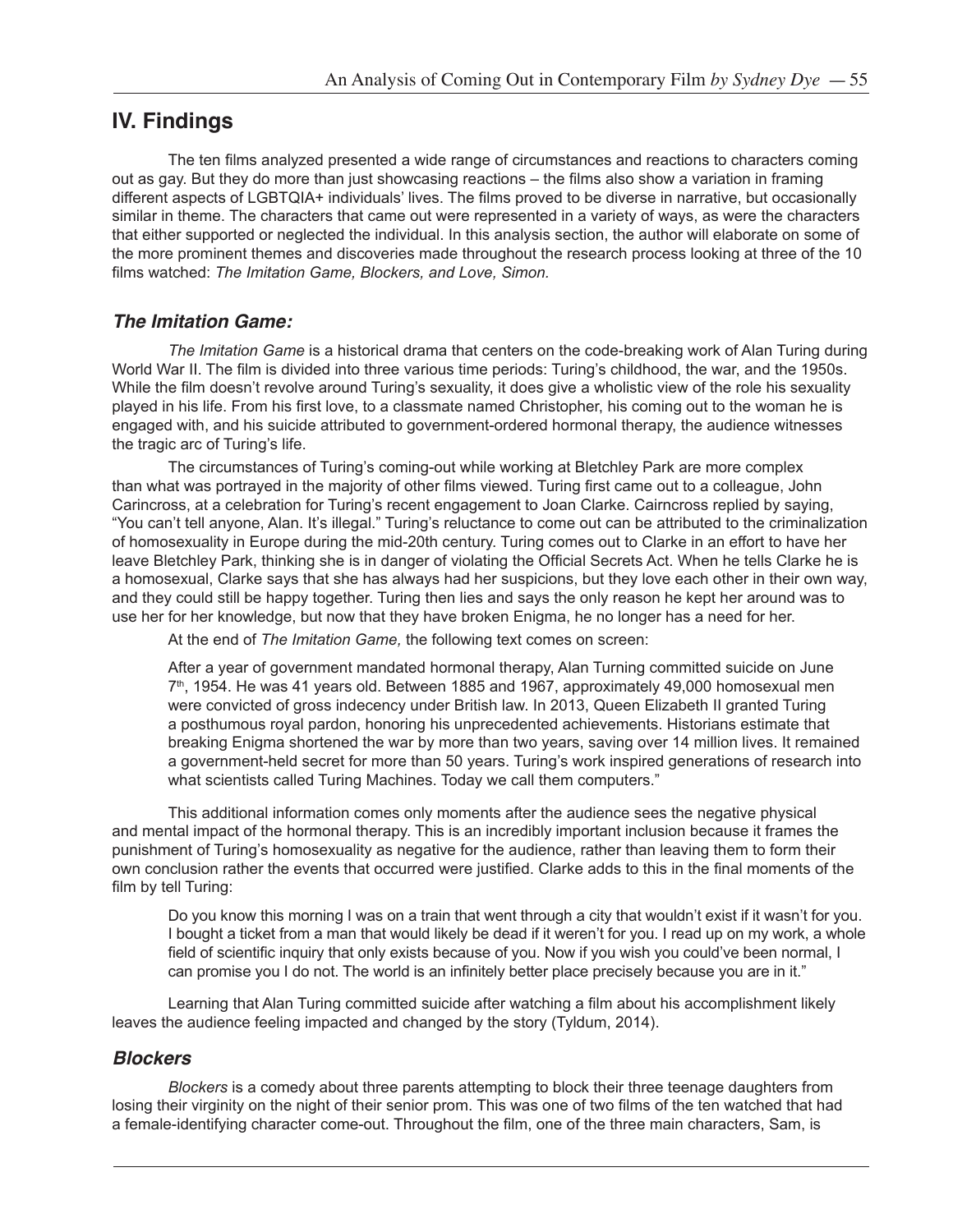## IV. Findings

The ten films analyzed presented a wide range of circumstances and reactions to characters coming out as gay. But they do more than just showcasing reactions – the films also show a variation in framing different aspects of LGBTQIA+ individuals' lives. The films proved to be diverse in narrative, but occasionally similar in theme. The characters that came out were represented in a variety of ways, as were the characters that either supported or neglected the individual. In this analysis section, the author will elaborate on some of the more prominent themes and discoveries made throughout the research process looking at three of the 10 films watched: *The Imitation Game, Blockers, and Love, Simon.*

### *The Imitation Game:*

*The Imitation Game* is a historical drama that centers on the code-breaking work of Alan Turing during World War II. The film is divided into three various time periods: Turing's childhood, the war, and the 1950s. While the film doesn't revolve around Turing's sexuality, it does give a wholistic view of the role his sexuality played in his life. From his first love, to a classmate named Christopher, his coming out to the woman he is engaged with, and his suicide attributed to government-ordered hormonal therapy, the audience witnesses the tragic arc of Turing's life.

The circumstances of Turing's coming-out while working at Bletchley Park are more complex than what was portrayed in the majority of other films viewed. Turing first came out to a colleague, John Carincross, at a celebration for Turing's recent engagement to Joan Clarke. Cairncross replied by saying, "You can't tell anyone, Alan. It's illegal." Turing's reluctance to come out can be attributed to the criminalization of homosexuality in Europe during the mid-20th century. Turing comes out to Clarke in an effort to have her leave Bletchley Park, thinking she is in danger of violating the Official Secrets Act. When he tells Clarke he is a homosexual, Clarke says that she has always had her suspicions, but they love each other in their own way, and they could still be happy together. Turing then lies and says the only reason he kept her around was to use her for her knowledge, but now that they have broken Enigma, he no longer has a need for her.

At the end of *The Imitation Game,* the following text comes on screen:

> After a year of government mandated hormonal therapy, Alan Turning committed suicide on June 7th, 1954. He was 41 years old. Between 1885 and 1967, approximately 49,000 homosexual men were convicted of gross indecency under British law. In 2013, Queen Elizabeth II granted Turing a posthumous royal pardon, honoring his unprecedented achievements. Historians estimate that breaking Enigma shortened the war by more than two years, saving over 14 million lives. It remained a government-held secret for more than 50 years. Turing's work inspired generations of research into what scientists called Turing Machines. Today we call them computers."

This additional information comes only moments after the audience sees the negative physical and mental impact of the hormonal therapy. This is an incredibly important inclusion because it frames the punishment of Turing's homosexuality as negative for the audience, rather than leaving them to form their own conclusion rather the events that occurred were justified. Clarke adds to this in the final moments of the film by tell Turing:

> Do you know this morning I was on a train that went through a city that wouldn't exist if it wasn't for you. I bought a ticket from a man that would likely be dead if it weren't for you. I read up on my work, a whole field of scientific inquiry that only exists because of you. Now if you wish you could've been normal, I can promise you I do not. The world is an infinitely better place precisely because you are in it."

Learning that Alan Turing committed suicide after watching a film about his accomplishment likely leaves the audience feeling impacted and changed by the story (Tyldum, 2014).

### *Blockers*

*Blockers* is a comedy about three parents attempting to block their three teenage daughters from losing their virginity on the night of their senior prom. This was one of two films of the ten watched that had a female-identifying character come-out. Throughout the film, one of the three main characters, Sam, is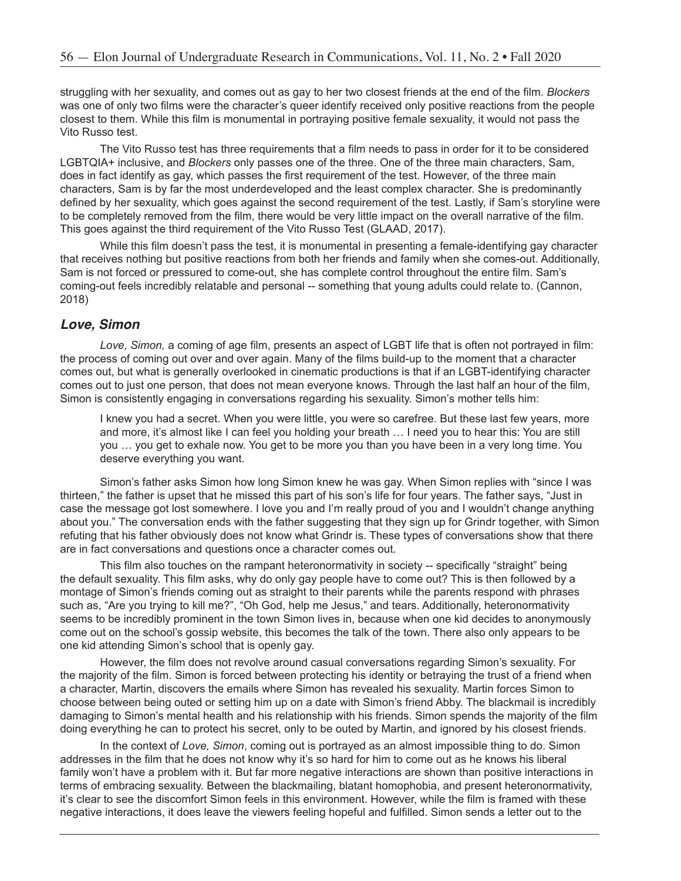struggling with her sexuality, and comes out as gay to her two closest friends at the end of the film. *Blockers* was one of only two films were the character's queer identify received only positive reactions from the people closest to them. While this film is monumental in portraying positive female sexuality, it would not pass the Vito Russo test.

The Vito Russo test has three requirements that a film needs to pass in order for it to be considered LGBTQIA+ inclusive, and *Blockers* only passes one of the three. One of the three main characters, Sam, does in fact identify as gay, which passes the first requirement of the test. However, of the three main characters, Sam is by far the most underdeveloped and the least complex character. She is predominantly defined by her sexuality, which goes against the second requirement of the test. Lastly, if Sam's storyline were to be completely removed from the film, there would be very little impact on the overall narrative of the film. This goes against the third requirement of the Vito Russo Test (GLAAD, 2017).

While this film doesn't pass the test, it is monumental in presenting a female-identifying gay character that receives nothing but positive reactions from both her friends and family when she comes-out. Additionally, Sam is not forced or pressured to come-out, she has complete control throughout the entire film. Sam's coming-out feels incredibly relatable and personal -- something that young adults could relate to. (Cannon, 2018)

## *Love, Simon*

*Love, Simon,* a coming of age film, presents an aspect of LGBT life that is often not portrayed in film: the process of coming out over and over again. Many of the films build-up to the moment that a character comes out, but what is generally overlooked in cinematic productions is that if an LGBT-identifying character comes out to just one person, that does not mean everyone knows. Through the last half an hour of the film, Simon is consistently engaging in conversations regarding his sexuality. Simon's mother tells him:

> I knew you had a secret. When you were little, you were so carefree. But these last few years, more and more, it's almost like I can feel you holding your breath … I need you to hear this: You are still you … you get to exhale now. You get to be more you than you have been in a very long time. You deserve everything you want.

Simon's father asks Simon how long Simon knew he was gay. When Simon replies with "since I was thirteen," the father is upset that he missed this part of his son's life for four years. The father says, "Just in case the message got lost somewhere. I love you and I'm really proud of you and I wouldn't change anything about you." The conversation ends with the father suggesting that they sign up for Grindr together, with Simon refuting that his father obviously does not know what Grindr is. These types of conversations show that there are in fact conversations and questions once a character comes out.

This film also touches on the rampant heteronormativity in society -- specifically "straight" being the default sexuality. This film asks, why do only gay people have to come out? This is then followed by a montage of Simon's friends coming out as straight to their parents while the parents respond with phrases such as, "Are you trying to kill me?", "Oh God, help me Jesus," and tears. Additionally, heteronormativity seems to be incredibly prominent in the town Simon lives in, because when one kid decides to anonymously come out on the school's gossip website, this becomes the talk of the town. There also only appears to be one kid attending Simon's school that is openly gay.

However, the film does not revolve around casual conversations regarding Simon's sexuality. For the majority of the film. Simon is forced between protecting his identity or betraying the trust of a friend when a character, Martin, discovers the emails where Simon has revealed his sexuality. Martin forces Simon to choose between being outed or setting him up on a date with Simon's friend Abby. The blackmail is incredibly damaging to Simon's mental health and his relationship with his friends. Simon spends the majority of the film doing everything he can to protect his secret, only to be outed by Martin, and ignored by his closest friends.

In the context of *Love, Simon*, coming out is portrayed as an almost impossible thing to do. Simon addresses in the film that he does not know why it's so hard for him to come out as he knows his liberal family won't have a problem with it. But far more negative interactions are shown than positive interactions in terms of embracing sexuality. Between the blackmailing, blatant homophobia, and present heteronormativity, it's clear to see the discomfort Simon feels in this environment. However, while the film is framed with these negative interactions, it does leave the viewers feeling hopeful and fulfilled. Simon sends a letter out to the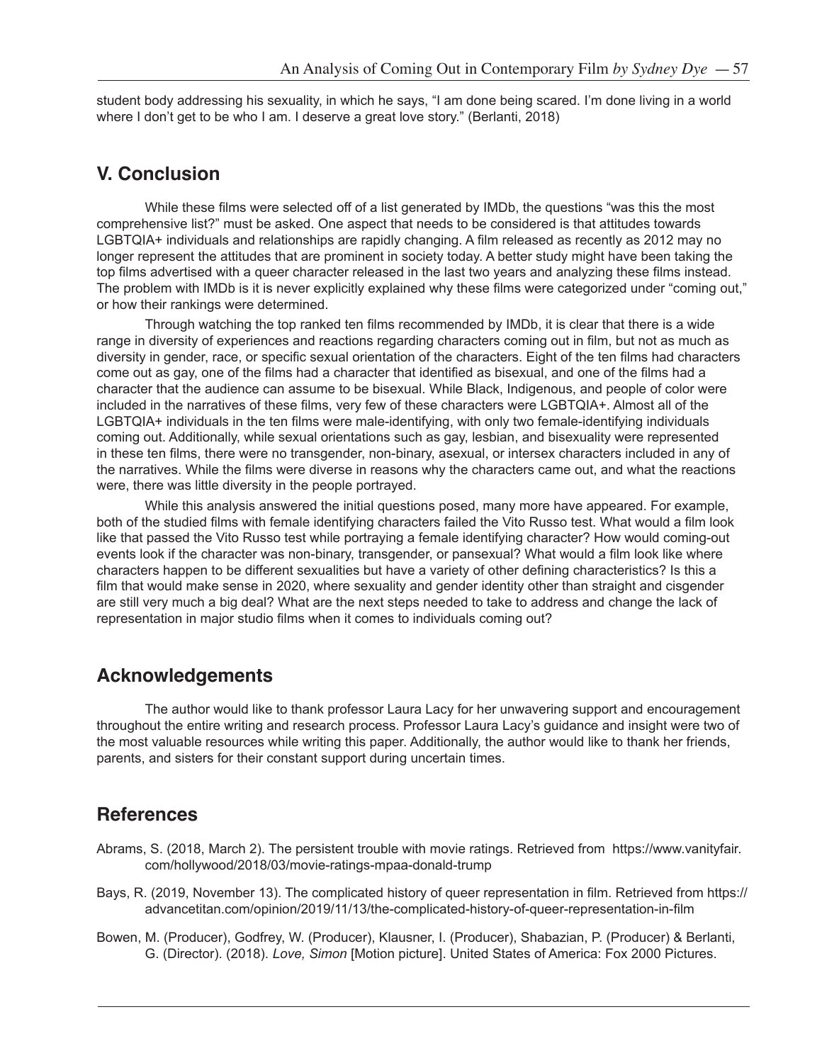student body addressing his sexuality, in which he says, "I am done being scared. I'm done living in a world where I don't get to be who I am. I deserve a great love story." (Berlanti, 2018)

## V. Conclusion

While these films were selected off of a list generated by IMDb, the questions "was this the most comprehensive list?" must be asked. One aspect that needs to be considered is that attitudes towards LGBTQIA+ individuals and relationships are rapidly changing. A film released as recently as 2012 may no longer represent the attitudes that are prominent in society today. A better study might have been taking the top films advertised with a queer character released in the last two years and analyzing these films instead. The problem with IMDb is it is never explicitly explained why these films were categorized under "coming out," or how their rankings were determined.

Through watching the top ranked ten films recommended by IMDb, it is clear that there is a wide range in diversity of experiences and reactions regarding characters coming out in film, but not as much as diversity in gender, race, or specific sexual orientation of the characters. Eight of the ten films had characters come out as gay, one of the films had a character that identified as bisexual, and one of the films had a character that the audience can assume to be bisexual. While Black, Indigenous, and people of color were included in the narratives of these films, very few of these characters were LGBTQIA+. Almost all of the LGBTQIA+ individuals in the ten films were male-identifying, with only two female-identifying individuals coming out. Additionally, while sexual orientations such as gay, lesbian, and bisexuality were represented in these ten films, there were no transgender, non-binary, asexual, or intersex characters included in any of the narratives. While the films were diverse in reasons why the characters came out, and what the reactions were, there was little diversity in the people portrayed.

While this analysis answered the initial questions posed, many more have appeared. For example, both of the studied films with female identifying characters failed the Vito Russo test. What would a film look like that passed the Vito Russo test while portraying a female identifying character? How would coming-out events look if the character was non-binary, transgender, or pansexual? What would a film look like where characters happen to be different sexualities but have a variety of other defining characteristics? Is this a film that would make sense in 2020, where sexuality and gender identity other than straight and cisgender are still very much a big deal? What are the next steps needed to take to address and change the lack of representation in major studio films when it comes to individuals coming out?

## Acknowledgements

The author would like to thank professor Laura Lacy for her unwavering support and encouragement throughout the entire writing and research process. Professor Laura Lacy's guidance and insight were two of the most valuable resources while writing this paper. Additionally, the author would like to thank her friends, parents, and sisters for their constant support during uncertain times.

## References

Abrams, S. (2018, March 2). The persistent trouble with movie ratings. Retrieved from https://www.vanityfair.com/hollywood/2018/03/movie-ratings-mpaa-donald-trump

Bays, R. (2019, November 13). The complicated history of queer representation in film. Retrieved from https://advancetitan.com/opinion/2019/11/13/the-complicated-history-of-queer-representation-in-film

Bowen, M. (Producer), Godfrey, W. (Producer), Klausner, I. (Producer), Shabazian, P. (Producer) & Berlanti, G. (Director). (2018). *Love, Simon* [Motion picture]. United States of America: Fox 2000 Pictures.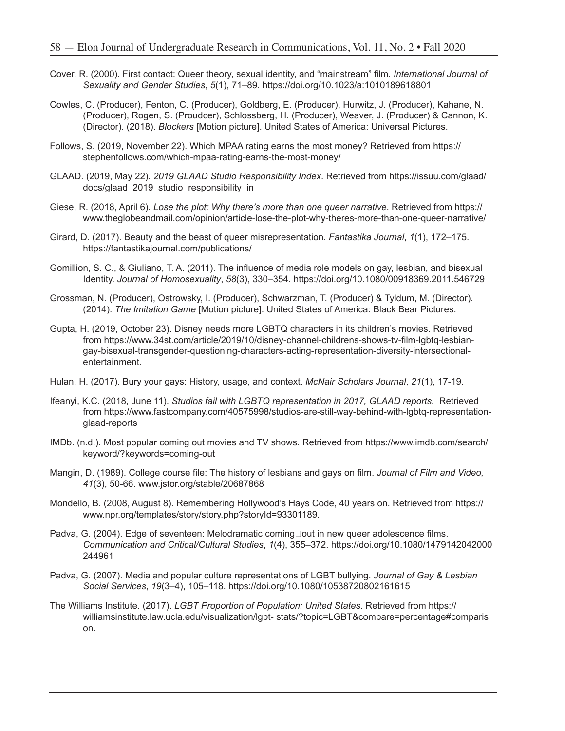Cover, R. (2000). First contact: Queer theory, sexual identity, and "mainstream" film. *International Journal of Sexuality and Gender Studies*, *5*(1), 71–89. https://doi.org/10.1023/a:1010189618801

Cowles, C. (Producer), Fenton, C. (Producer), Goldberg, E. (Producer), Hurwitz, J. (Producer), Kahane, N. (Producer), Rogen, S. (Proudcer), Schlossberg, H. (Producer), Weaver, J. (Producer) & Cannon, K. (Director). (2018). *Blockers* [Motion picture]. United States of America: Universal Pictures.

Follows, S. (2019, November 22). Which MPAA rating earns the most money? Retrieved from https://stephenfollows.com/which-mpaa-rating-earns-the-most-money/

GLAAD. (2019, May 22). *2019 GLAAD Studio Responsibility Index*. Retrieved from https://issuu.com/glaad/docs/glaad_2019_studio_responsibility_in

Giese, R. (2018, April 6). *Lose the plot: Why there's more than one queer narrative*. Retrieved from https://www.theglobeandmail.com/opinion/article-lose-the-plot-why-theres-more-than-one-queer-narrative/

Girard, D. (2017). Beauty and the beast of queer misrepresentation. *Fantastika Journal*, *1*(1), 172–175. https://fantastikajournal.com/publications/

Gomillion, S. C., & Giuliano, T. A. (2011). The influence of media role models on gay, lesbian, and bisexual Identity. *Journal of Homosexuality*, *58*(3), 330–354. https://doi.org/10.1080/00918369.2011.546729

Grossman, N. (Producer), Ostrowsky, I. (Producer), Schwarzman, T. (Producer) & Tyldum, M. (Director). (2014). *The Imitation Game* [Motion picture]. United States of America: Black Bear Pictures.

Gupta, H. (2019, October 23). Disney needs more LGBTQ characters in its children's movies. Retrieved from https://www.34st.com/article/2019/10/disney-channel-childrens-shows-tv-film-lgbtq-lesbian-gay-bisexual-transgender-questioning-characters-acting-representation-diversity-intersectional-entertainment.

Hulan, H. (2017). Bury your gays: History, usage, and context. *McNair Scholars Journal*, *21*(1), 17-19.

Ifeanyi, K.C. (2018, June 11). *Studios fail with LGBTQ representation in 2017, GLAAD reports.* Retrieved from https://www.fastcompany.com/40575998/studios-are-still-way-behind-with-lgbtq-representation-glaad-reports

IMDb. (n.d.). Most popular coming out movies and TV shows. Retrieved from https://www.imdb.com/search/keyword/?keywords=coming-out

Mangin, D. (1989). College course file: The history of lesbians and gays on film. *Journal of Film and Video, 41*(3), 50-66. www.jstor.org/stable/20687868

Mondello, B. (2008, August 8). Remembering Hollywood's Hays Code, 40 years on. Retrieved from https://www.npr.org/templates/story/story.php?storyId=93301189.

Padva, G. (2004). Edge of seventeen: Melodramatic coming□out in new queer adolescence films. *Communication and Critical/Cultural Studies*, *1*(4), 355–372. https://doi.org/10.1080/1479142042000244961

Padva, G. (2007). Media and popular culture representations of LGBT bullying. *Journal of Gay & Lesbian Social Services*, *19*(3–4), 105–118. https://doi.org/10.1080/10538720802161615

The Williams Institute. (2017). *LGBT Proportion of Population: United States*. Retrieved from https://williamsinstitute.law.ucla.edu/visualization/lgbt- stats/?topic=LGBT&compare=percentage#comparison.